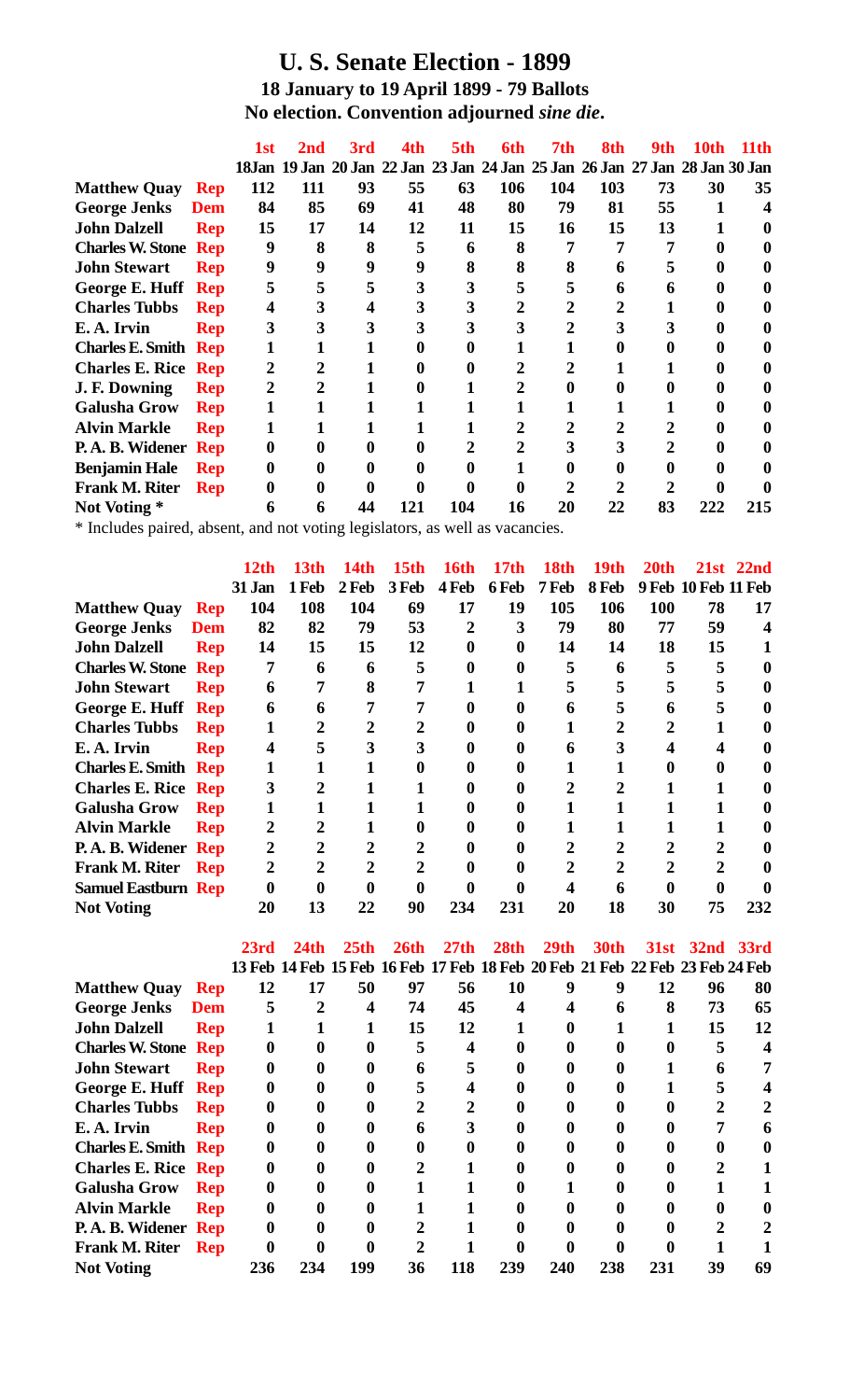# U. S. Senate Election - 1899

### 18 January to 19 April 1899 - 79 Ballots

### No election. Convention adjourned *sine die*.

| | | 1st | 2nd | 3rd | 4th | 5th | 6th | 7th | 8th | 9th | 10th | 11th |
|---|---|---|---|---|---|---|---|---|---|---|---|---|
| | | 18Jan | 19 Jan | 20 Jan | 22 Jan | 23 Jan | 24 Jan | 25 Jan | 26 Jan | 27 Jan | 28 Jan | 30 Jan |
| **Matthew Quay** | **Rep** | 112 | 111 | 93 | 55 | 63 | 106 | 104 | 103 | 73 | 30 | 35 |
| **George Jenks** | **Dem** | 84 | 85 | 69 | 41 | 48 | 80 | 79 | 81 | 55 | 1 | 4 |
| **John Dalzell** | **Rep** | 15 | 17 | 14 | 12 | 11 | 15 | 16 | 15 | 13 | 1 | 0 |
| **Charles W. Stone** | **Rep** | 9 | 8 | 8 | 5 | 6 | 8 | 7 | 7 | 7 | 0 | 0 |
| **John Stewart** | **Rep** | 9 | 9 | 9 | 9 | 8 | 8 | 8 | 6 | 5 | 0 | 0 |
| **George E. Huff** | **Rep** | 5 | 5 | 5 | 3 | 3 | 5 | 5 | 6 | 6 | 0 | 0 |
| **Charles Tubbs** | **Rep** | 4 | 3 | 4 | 3 | 3 | 2 | 2 | 2 | 1 | 0 | 0 |
| **E. A. Irvin** | **Rep** | 3 | 3 | 3 | 3 | 3 | 3 | 2 | 3 | 3 | 0 | 0 |
| **Charles E. Smith** | **Rep** | 1 | 1 | 1 | 0 | 0 | 1 | 1 | 0 | 0 | 0 | 0 |
| **Charles E. Rice** | **Rep** | 2 | 2 | 1 | 0 | 0 | 2 | 2 | 1 | 1 | 0 | 0 |
| **J. F. Downing** | **Rep** | 2 | 2 | 1 | 0 | 1 | 2 | 0 | 0 | 0 | 0 | 0 |
| **Galusha Grow** | **Rep** | 1 | 1 | 1 | 1 | 1 | 1 | 1 | 1 | 1 | 0 | 0 |
| **Alvin Markle** | **Rep** | 1 | 1 | 1 | 1 | 1 | 2 | 2 | 2 | 2 | 0 | 0 |
| **P. A. B. Widener** | **Rep** | 0 | 0 | 0 | 0 | 2 | 2 | 3 | 3 | 2 | 0 | 0 |
| **Benjamin Hale** | **Rep** | 0 | 0 | 0 | 0 | 0 | 1 | 0 | 0 | 0 | 0 | 0 |
| **Frank M. Riter** | **Rep** | 0 | 0 | 0 | 0 | 0 | 0 | 2 | 2 | 2 | 0 | 0 |
| **Not Voting *** | | 6 | 6 | 44 | 121 | 104 | 16 | 20 | 22 | 83 | 222 | 215 |

* Includes paired, absent, and not voting legislators, as well as vacancies.

| | | 12th | 13th | 14th | 15th | 16th | 17th | 18th | 19th | 20th | 21st | 22nd |
|---|---|---|---|---|---|---|---|---|---|---|---|---|
| | | 31 Jan | 1 Feb | 2 Feb | 3 Feb | 4 Feb | 6 Feb | 7 Feb | 8 Feb | 9 Feb | 10 Feb | 11 Feb |
| **Matthew Quay** | **Rep** | 104 | 108 | 104 | 69 | 17 | 19 | 105 | 106 | 100 | 78 | 17 |
| **George Jenks** | **Dem** | 82 | 82 | 79 | 53 | 2 | 3 | 79 | 80 | 77 | 59 | 4 |
| **John Dalzell** | **Rep** | 14 | 15 | 15 | 12 | 0 | 0 | 14 | 14 | 18 | 15 | 1 |
| **Charles W. Stone** | **Rep** | 7 | 6 | 6 | 5 | 0 | 0 | 5 | 6 | 5 | 5 | 0 |
| **John Stewart** | **Rep** | 6 | 7 | 8 | 7 | 1 | 1 | 5 | 5 | 5 | 5 | 0 |
| **George E. Huff** | **Rep** | 6 | 6 | 7 | 7 | 0 | 0 | 6 | 5 | 6 | 5 | 0 |
| **Charles Tubbs** | **Rep** | 1 | 2 | 2 | 2 | 0 | 0 | 1 | 2 | 2 | 1 | 0 |
| **E. A. Irvin** | **Rep** | 4 | 5 | 3 | 3 | 0 | 0 | 6 | 3 | 4 | 4 | 0 |
| **Charles E. Smith** | **Rep** | 1 | 1 | 1 | 0 | 0 | 0 | 1 | 1 | 0 | 0 | 0 |
| **Charles E. Rice** | **Rep** | 3 | 2 | 1 | 1 | 0 | 0 | 2 | 2 | 1 | 1 | 0 |
| **Galusha Grow** | **Rep** | 1 | 1 | 1 | 1 | 0 | 0 | 1 | 1 | 1 | 1 | 0 |
| **Alvin Markle** | **Rep** | 2 | 2 | 1 | 0 | 0 | 0 | 1 | 1 | 1 | 1 | 0 |
| **P. A. B. Widener** | **Rep** | 2 | 2 | 2 | 2 | 0 | 0 | 2 | 2 | 2 | 2 | 0 |
| **Frank M. Riter** | **Rep** | 2 | 2 | 2 | 2 | 0 | 0 | 2 | 2 | 2 | 2 | 0 |
| **Samuel Eastburn** | **Rep** | 0 | 0 | 0 | 0 | 0 | 0 | 4 | 6 | 0 | 0 | 0 |
| **Not Voting** | | 20 | 13 | 22 | 90 | 234 | 231 | 20 | 18 | 30 | 75 | 232 |

| | | 23rd | 24th | 25th | 26th | 27th | 28th | 29th | 30th | 31st | 32nd | 33rd |
|---|---|---|---|---|---|---|---|---|---|---|---|---|
| | | 13 Feb | 14 Feb | 15 Feb | 16 Feb | 17 Feb | 18 Feb | 20 Feb | 21 Feb | 22 Feb | 23 Feb | 24 Feb |
| **Matthew Quay** | **Rep** | 12 | 17 | 50 | 97 | 56 | 10 | 9 | 9 | 12 | 96 | 80 |
| **George Jenks** | **Dem** | 5 | 2 | 4 | 74 | 45 | 4 | 4 | 6 | 8 | 73 | 65 |
| **John Dalzell** | **Rep** | 1 | 1 | 1 | 15 | 12 | 1 | 0 | 1 | 1 | 15 | 12 |
| **Charles W. Stone** | **Rep** | 0 | 0 | 0 | 5 | 4 | 0 | 0 | 0 | 0 | 5 | 4 |
| **John Stewart** | **Rep** | 0 | 0 | 0 | 6 | 5 | 0 | 0 | 0 | 1 | 6 | 7 |
| **George E. Huff** | **Rep** | 0 | 0 | 0 | 5 | 4 | 0 | 0 | 0 | 1 | 5 | 4 |
| **Charles Tubbs** | **Rep** | 0 | 0 | 0 | 2 | 2 | 0 | 0 | 0 | 0 | 2 | 2 |
| **E. A. Irvin** | **Rep** | 0 | 0 | 0 | 6 | 3 | 0 | 0 | 0 | 0 | 7 | 6 |
| **Charles E. Smith** | **Rep** | 0 | 0 | 0 | 0 | 0 | 0 | 0 | 0 | 0 | 0 | 0 |
| **Charles E. Rice** | **Rep** | 0 | 0 | 0 | 2 | 1 | 0 | 0 | 0 | 0 | 2 | 1 |
| **Galusha Grow** | **Rep** | 0 | 0 | 0 | 1 | 1 | 0 | 1 | 0 | 0 | 1 | 1 |
| **Alvin Markle** | **Rep** | 0 | 0 | 0 | 1 | 1 | 0 | 0 | 0 | 0 | 0 | 0 |
| **P. A. B. Widener** | **Rep** | 0 | 0 | 0 | 2 | 1 | 0 | 0 | 0 | 0 | 2 | 2 |
| **Frank M. Riter** | **Rep** | 0 | 0 | 0 | 2 | 1 | 0 | 0 | 0 | 0 | 1 | 1 |
| **Not Voting** | | 236 | 234 | 199 | 36 | 118 | 239 | 240 | 238 | 231 | 39 | 69 |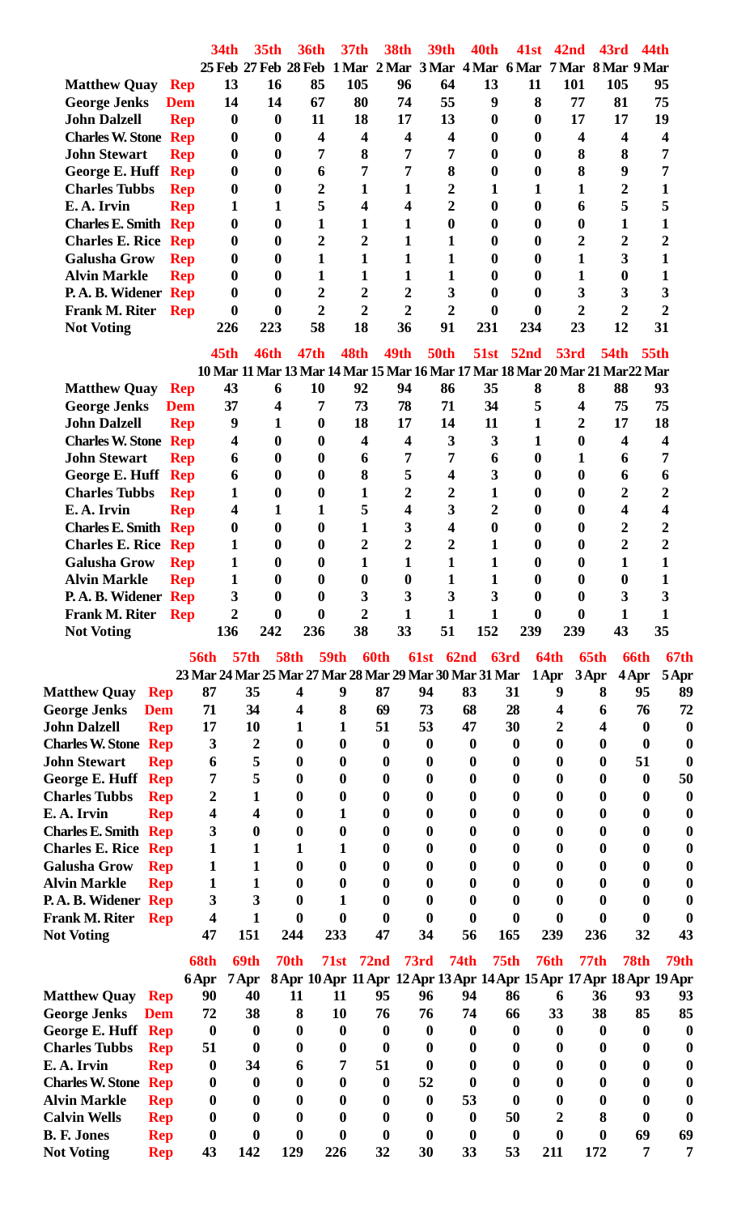| | | 34th | 35th | 36th | 37th | 38th | 39th | 40th | 41st | 42nd | 43rd | 44th |
|---|---|---|---|---|---|---|---|---|---|---|---|---|
| | | 25 Feb | 27 Feb | 28 Feb | 1 Mar | 2 Mar | 3 Mar | 4 Mar | 6 Mar | 7 Mar | 8 Mar | 9 Mar |
| **Matthew Quay** | Rep | 13 | 16 | 85 | 105 | 96 | 64 | 13 | 11 | 101 | 105 | 95 |
| **George Jenks** | Dem | 14 | 14 | 67 | 80 | 74 | 55 | 9 | 8 | 77 | 81 | 75 |
| **John Dalzell** | Rep | 0 | 0 | 11 | 18 | 17 | 13 | 0 | 0 | 17 | 17 | 19 |
| **Charles W. Stone** | Rep | 0 | 0 | 4 | 4 | 4 | 4 | 0 | 0 | 4 | 4 | 4 |
| **John Stewart** | Rep | 0 | 0 | 7 | 8 | 7 | 7 | 0 | 0 | 8 | 8 | 7 |
| **George E. Huff** | Rep | 0 | 0 | 6 | 7 | 7 | 8 | 0 | 0 | 8 | 9 | 7 |
| **Charles Tubbs** | Rep | 0 | 0 | 2 | 1 | 1 | 2 | 1 | 1 | 1 | 2 | 1 |
| **E. A. Irvin** | Rep | 1 | 1 | 5 | 4 | 4 | 2 | 0 | 0 | 6 | 5 | 5 |
| **Charles E. Smith** | Rep | 0 | 0 | 1 | 1 | 1 | 0 | 0 | 0 | 0 | 1 | 1 |
| **Charles E. Rice** | Rep | 0 | 0 | 2 | 2 | 1 | 1 | 0 | 0 | 2 | 2 | 2 |
| **Galusha Grow** | Rep | 0 | 0 | 1 | 1 | 1 | 1 | 0 | 0 | 1 | 3 | 1 |
| **Alvin Markle** | Rep | 0 | 0 | 1 | 1 | 1 | 1 | 0 | 0 | 1 | 0 | 1 |
| **P. A. B. Widener** | Rep | 0 | 0 | 2 | 2 | 2 | 3 | 0 | 0 | 3 | 3 | 3 |
| **Frank M. Riter** | Rep | 0 | 0 | 2 | 2 | 2 | 2 | 0 | 0 | 2 | 2 | 2 |
| **Not Voting** | | 226 | 223 | 58 | 18 | 36 | 91 | 231 | 234 | 23 | 12 | 31 |

| | | 45th | 46th | 47th | 48th | 49th | 50th | 51st | 52nd | 53rd | 54th | 55th |
|---|---|---|---|---|---|---|---|---|---|---|---|---|
| | | 10 Mar | 11 Mar | 13 Mar | 14 Mar | 15 Mar | 16 Mar | 17 Mar | 18 Mar | 20 Mar | 21 Mar | 22 Mar |
| **Matthew Quay** | Rep | 43 | 6 | 10 | 92 | 94 | 86 | 35 | 8 | 8 | 88 | 93 |
| **George Jenks** | Dem | 37 | 4 | 7 | 73 | 78 | 71 | 34 | 5 | 4 | 75 | 75 |
| **John Dalzell** | Rep | 9 | 1 | 0 | 18 | 17 | 14 | 11 | 1 | 2 | 17 | 18 |
| **Charles W. Stone** | Rep | 4 | 0 | 0 | 4 | 4 | 3 | 3 | 1 | 0 | 4 | 4 |
| **John Stewart** | Rep | 6 | 0 | 0 | 6 | 7 | 7 | 6 | 0 | 1 | 6 | 7 |
| **George E. Huff** | Rep | 6 | 0 | 0 | 8 | 5 | 4 | 3 | 0 | 0 | 6 | 6 |
| **Charles Tubbs** | Rep | 1 | 0 | 0 | 1 | 2 | 2 | 1 | 0 | 0 | 2 | 2 |
| **E. A. Irvin** | Rep | 4 | 1 | 1 | 5 | 4 | 3 | 2 | 0 | 0 | 4 | 4 |
| **Charles E. Smith** | Rep | 0 | 0 | 0 | 1 | 3 | 4 | 0 | 0 | 0 | 2 | 2 |
| **Charles E. Rice** | Rep | 1 | 0 | 0 | 2 | 2 | 2 | 1 | 0 | 0 | 2 | 2 |
| **Galusha Grow** | Rep | 1 | 0 | 0 | 1 | 1 | 1 | 1 | 0 | 0 | 1 | 1 |
| **Alvin Markle** | Rep | 1 | 0 | 0 | 0 | 0 | 1 | 1 | 0 | 0 | 0 | 1 |
| **P. A. B. Widener** | Rep | 3 | 0 | 0 | 3 | 3 | 3 | 3 | 0 | 0 | 3 | 3 |
| **Frank M. Riter** | Rep | 2 | 0 | 0 | 2 | 1 | 1 | 1 | 0 | 0 | 1 | 1 |
| **Not Voting** | | 136 | 242 | 236 | 38 | 33 | 51 | 152 | 239 | 239 | 43 | 35 |

| | | 56th | 57th | 58th | 59th | 60th | 61st | 62nd | 63rd | 64th | 65th | 66th | 67th |
|---|---|---|---|---|---|---|---|---|---|---|---|---|---|
| | | 23 Mar | 24 Mar | 25 Mar | 27 Mar | 28 Mar | 29 Mar | 30 Mar | 31 Mar | 1 Apr | 3 Apr | 4 Apr | 5 Apr |
| **Matthew Quay** | Rep | 87 | 35 | 4 | 9 | 87 | 94 | 83 | 31 | 9 | 8 | 95 | 89 |
| **George Jenks** | Dem | 71 | 34 | 4 | 8 | 69 | 73 | 68 | 28 | 4 | 6 | 76 | 72 |
| **John Dalzell** | Rep | 17 | 10 | 1 | 1 | 51 | 53 | 47 | 30 | 2 | 4 | 0 | 0 |
| **Charles W. Stone** | Rep | 3 | 2 | 0 | 0 | 0 | 0 | 0 | 0 | 0 | 0 | 0 | 0 |
| **John Stewart** | Rep | 6 | 5 | 0 | 0 | 0 | 0 | 0 | 0 | 0 | 0 | 51 | 0 |
| **George E. Huff** | Rep | 7 | 5 | 0 | 0 | 0 | 0 | 0 | 0 | 0 | 0 | 0 | 50 |
| **Charles Tubbs** | Rep | 2 | 1 | 0 | 0 | 0 | 0 | 0 | 0 | 0 | 0 | 0 | 0 |
| **E. A. Irvin** | Rep | 4 | 4 | 0 | 1 | 0 | 0 | 0 | 0 | 0 | 0 | 0 | 0 |
| **Charles E. Smith** | Rep | 3 | 0 | 0 | 0 | 0 | 0 | 0 | 0 | 0 | 0 | 0 | 0 |
| **Charles E. Rice** | Rep | 1 | 1 | 1 | 1 | 0 | 0 | 0 | 0 | 0 | 0 | 0 | 0 |
| **Galusha Grow** | Rep | 1 | 1 | 0 | 0 | 0 | 0 | 0 | 0 | 0 | 0 | 0 | 0 |
| **Alvin Markle** | Rep | 1 | 1 | 0 | 0 | 0 | 0 | 0 | 0 | 0 | 0 | 0 | 0 |
| **P. A. B. Widener** | Rep | 3 | 3 | 0 | 1 | 0 | 0 | 0 | 0 | 0 | 0 | 0 | 0 |
| **Frank M. Riter** | Rep | 4 | 1 | 0 | 0 | 0 | 0 | 0 | 0 | 0 | 0 | 0 | 0 |
| **Not Voting** | | 47 | 151 | 244 | 233 | 47 | 34 | 56 | 165 | 239 | 236 | 32 | 43 |

| | | 68th | 69th | 70th | 71st | 72nd | 73rd | 74th | 75th | 76th | 77th | 78th | 79th |
|---|---|---|---|---|---|---|---|---|---|---|---|---|---|
| | | 6 Apr | 7 Apr | 8 Apr | 10 Apr | 11 Apr | 12 Apr | 13 Apr | 14 Apr | 15 Apr | 17 Apr | 18 Apr | 19 Apr |
| **Matthew Quay** | Rep | 90 | 40 | 11 | 11 | 95 | 96 | 94 | 86 | 6 | 36 | 93 | 93 |
| **George Jenks** | Dem | 72 | 38 | 8 | 10 | 76 | 76 | 74 | 66 | 33 | 38 | 85 | 85 |
| **George E. Huff** | Rep | 0 | 0 | 0 | 0 | 0 | 0 | 0 | 0 | 0 | 0 | 0 | 0 |
| **Charles Tubbs** | Rep | 51 | 0 | 0 | 0 | 0 | 0 | 0 | 0 | 0 | 0 | 0 | 0 |
| **E. A. Irvin** | Rep | 0 | 34 | 6 | 7 | 51 | 0 | 0 | 0 | 0 | 0 | 0 | 0 |
| **Charles W. Stone** | Rep | 0 | 0 | 0 | 0 | 0 | 52 | 0 | 0 | 0 | 0 | 0 | 0 |
| **Alvin Markle** | Rep | 0 | 0 | 0 | 0 | 0 | 0 | 53 | 0 | 0 | 0 | 0 | 0 |
| **Calvin Wells** | Rep | 0 | 0 | 0 | 0 | 0 | 0 | 0 | 50 | 2 | 8 | 0 | 0 |
| **B. F. Jones** | Rep | 0 | 0 | 0 | 0 | 0 | 0 | 0 | 0 | 0 | 0 | 69 | 69 |
| **Not Voting** | Rep | 43 | 142 | 129 | 226 | 32 | 30 | 33 | 53 | 211 | 172 | 7 | 7 |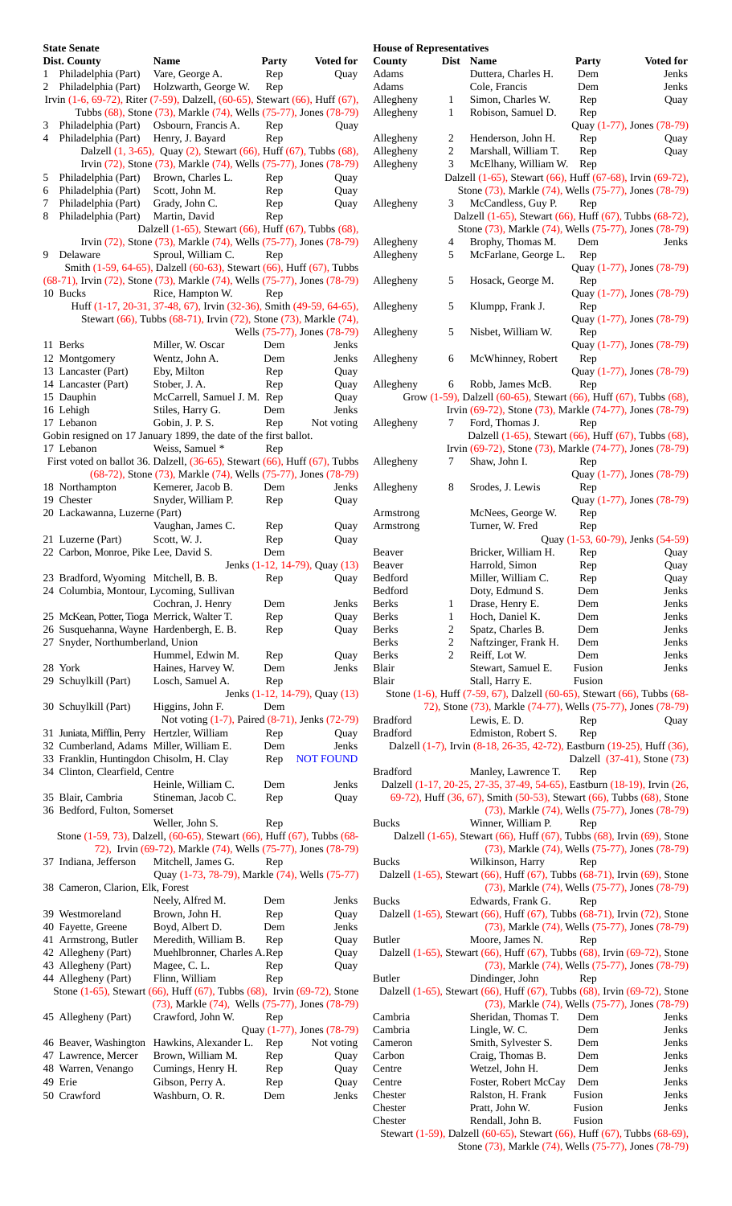## State Senate

| Dist. | County | Name | Party | Voted for |
|---|---|---|---|---|
| 1 | Philadelphia (Part) | Vare, George A. | Rep | Quay |
| 2 | Philadelphia (Part) | Holzwarth, George W. | Rep | Irvin (1-6, 69-72), Riter (7-59), Dalzell, (60-65), Stewart (66), Huff (67), Tubbs (68), Stone (73), Markle (74), Wells (75-77), Jones (78-79) |
| 3 | Philadelphia (Part) | Osbourn, Francis A. | Rep | Quay |
| 4 | Philadelphia (Part) | Henry, J. Bayard | Rep | Dalzell (1, 3-65), Quay (2), Stewart (66), Huff (67), Tubbs (68), Irvin (72), Stone (73), Markle (74), Wells (75-77), Jones (78-79) |
| 5 | Philadelphia (Part) | Brown, Charles L. | Rep | Quay |
| 6 | Philadelphia (Part) | Scott, John M. | Rep | Quay |
| 7 | Philadelphia (Part) | Grady, John C. | Rep | Quay |
| 8 | Philadelphia (Part) | Martin, David | Rep | Dalzell (1-65), Stewart (66), Huff (67), Tubbs (68), Irvin (72), Stone (73), Markle (74), Wells (75-77), Jones (78-79) |
| 9 | Delaware | Sproul, William C. | Rep | Smith (1-59, 64-65), Dalzell (60-63), Stewart (66), Huff (67), Tubbs (68-71), Irvin (72), Stone (73), Markle (74), Wells (75-77), Jones (78-79) |
| 10 | Bucks | Rice, Hampton W. | Rep | Huff (1-17, 20-31, 37-48, 67), Irvin (32-36), Smith (49-59, 64-65), Stewart (66), Tubbs (68-71), Irvin (72), Stone (73), Markle (74), Wells (75-77), Jones (78-79) |
| 11 | Berks | Miller, W. Oscar | Dem | Jenks |
| 12 | Montgomery | Wentz, John A. | Dem | Jenks |
| 13 | Lancaster (Part) | Eby, Milton | Rep | Quay |
| 14 | Lancaster (Part) | Stober, J. A. | Rep | Quay |
| 15 | Dauphin | McCarrell, Samuel J. M. | Rep | Quay |
| 16 | Lehigh | Stiles, Harry G. | Dem | Jenks |
| 17 | Lebanon | Gobin, J. P. S. | Rep | Not voting |
| | Gobin resigned on 17 January 1899, the date of the first ballot. | | | |
| 17 | Lebanon | Weiss, Samuel * | Rep | First voted on ballot 36. Dalzell, (36-65), Stewart (66), Huff (67), Tubbs (68-72), Stone (73), Markle (74), Wells (75-77), Jones (78-79) |
| 18 | Northampton | Kemerer, Jacob B. | Dem | Jenks |
| 19 | Chester | Snyder, William P. | Rep | Quay |
| 20 | Lackawanna, Luzerne (Part) | Vaughan, James C. | Rep | Quay |
| 21 | Luzerne (Part) | Scott, W. J. | Rep | Quay |
| 22 | Carbon, Monroe, Pike | Lee, David S. | Dem | Jenks (1-12, 14-79), Quay (13) |
| 23 | Bradford, Wyoming | Mitchell, B. B. | Rep | Quay |
| 24 | Columbia, Montour, Lycoming, Sullivan | Cochran, J. Henry | Dem | Jenks |
| 25 | McKean, Potter, Tioga | Merrick, Walter T. | Rep | Quay |
| 26 | Susquehanna, Wayne | Hardenbergh, E. B. | Rep | Quay |
| 27 | Snyder, Northumberland, Union | Hummel, Edwin M. | Rep | Quay |
| 28 | York | Haines, Harvey W. | Dem | Jenks |
| 29 | Schuylkill (Part) | Losch, Samuel A. | Rep | Jenks (1-12, 14-79), Quay (13) |
| 30 | Schuylkill (Part) | Higgins, John F. | Dem | Not voting (1-7), Paired (8-71), Jenks (72-79) |
| 31 | Juniata, Mifflin, Perry | Hertzler, William | Rep | Quay |
| 32 | Cumberland, Adams | Miller, William E. | Dem | Jenks |
| 33 | Franklin, Huntingdon | Chisolm, H. Clay | Rep | NOT FOUND |
| 34 | Clinton, Clearfield, Centre | Heinle, William C. | Dem | Jenks |
| 35 | Blair, Cambria | Stineman, Jacob C. | Rep | Quay |
| 36 | Bedford, Fulton, Somerset | Weller, John S. | Rep | Stone (1-59, 73), Dalzell, (60-65), Stewart (66), Huff (67), Tubbs (68-72), Irvin (69-72), Markle (74), Wells (75-77), Jones (78-79) |
| 37 | Indiana, Jefferson | Mitchell, James G. | Rep | Quay (1-73, 78-79), Markle (74), Wells (75-77) |
| 38 | Cameron, Clarion, Elk, Forest | Neely, Alfred M. | Dem | Jenks |
| 39 | Westmoreland | Brown, John H. | Rep | Quay |
| 40 | Fayette, Greene | Boyd, Albert D. | Dem | Jenks |
| 41 | Armstrong, Butler | Meredith, William B. | Rep | Quay |
| 42 | Allegheny (Part) | Muehlbronner, Charles A. | Rep | Quay |
| 43 | Allegheny (Part) | Magee, C. L. | Rep | Quay |
| 44 | Allegheny (Part) | Flinn, William | Rep | Stone (1-65), Stewart (66), Huff (67), Tubbs (68), Irvin (69-72), Stone (73), Markle (74), Wells (75-77), Jones (78-79) |
| 45 | Allegheny (Part) | Crawford, John W. | Rep | Quay (1-77), Jones (78-79) |
| 46 | Beaver, Washington | Hawkins, Alexander L. | Rep | Not voting |
| 47 | Lawrence, Mercer | Brown, William M. | Rep | Quay |
| 48 | Warren, Venango | Cumings, Henry H. | Rep | Quay |
| 49 | Erie | Gibson, Perry A. | Rep | Quay |
| 50 | Crawford | Washburn, O. R. | Dem | Jenks |

## House of Representatives

| County | Dist | Name | Party | Voted for |
|---|---|---|---|---|
| Adams | | Duttera, Charles H. | Dem | Jenks |
| Adams | | Cole, Francis | Dem | Jenks |
| Allegheny | 1 | Simon, Charles W. | Rep | Quay |
| Allegheny | 1 | Robison, Samuel D. | Rep | Quay (1-77), Jones (78-79) |
| Allegheny | 2 | Henderson, John H. | Rep | Quay |
| Allegheny | 2 | Marshall, William T. | Rep | Quay |
| Allegheny | 3 | McElhany, William W. | Rep | Dalzell (1-65), Stewart (66), Huff (67-68), Irvin (69-72), Stone (73), Markle (74), Wells (75-77), Jones (78-79) |
| Allegheny | 3 | McCandless, Guy P. | Rep | Dalzell (1-65), Stewart (66), Huff (67), Tubbs (68-72), Stone (73), Markle (74), Wells (75-77), Jones (78-79) |
| Allegheny | 4 | Brophy, Thomas M. | Dem | Jenks |
| Allegheny | 5 | McFarlane, George L. | Rep | Quay (1-77), Jones (78-79) |
| Allegheny | 5 | Hosack, George M. | Rep | Quay (1-77), Jones (78-79) |
| Allegheny | 5 | Klumpp, Frank J. | Rep | Quay (1-77), Jones (78-79) |
| Allegheny | 5 | Nisbet, William W. | Rep | Quay (1-77), Jones (78-79) |
| Allegheny | 6 | McWhinney, Robert | Rep | Quay (1-77), Jones (78-79) |
| Allegheny | 6 | Robb, James McB. | Rep | Grow (1-59), Dalzell (60-65), Stewart (66), Huff (67), Tubbs (68), Irvin (69-72), Stone (73), Markle (74-77), Jones (78-79) |
| Allegheny | 7 | Ford, Thomas J. | Rep | Dalzell (1-65), Stewart (66), Huff (67), Tubbs (68), Irvin (69-72), Stone (73), Markle (74-77), Jones (78-79) |
| Allegheny | 7 | Shaw, John I. | Rep | Quay (1-77), Jones (78-79) |
| Allegheny | 8 | Srodes, J. Lewis | Rep | Quay (1-77), Jones (78-79) |
| Armstrong | | McNees, George W. | Rep | |
| Armstrong | | Turner, W. Fred | Rep | Quay (1-53, 60-79), Jenks (54-59) |
| Beaver | | Bricker, William H. | Rep | Quay |
| Beaver | | Harrold, Simon | Rep | Quay |
| Bedford | | Miller, William C. | Rep | Quay |
| Bedford | | Doty, Edmund S. | Dem | Jenks |
| Berks | 1 | Drase, Henry E. | Dem | Jenks |
| Berks | 1 | Hoch, Daniel K. | Dem | Jenks |
| Berks | 2 | Spatz, Charles B. | Dem | Jenks |
| Berks | 2 | Naftzinger, Frank H. | Dem | Jenks |
| Berks | 2 | Reiff, Lot W. | Dem | Jenks |
| Blair | | Stewart, Samuel E. | Fusion | Jenks |
| Blair | | Stall, Harry E. | Fusion | Stone (1-6), Huff (7-59, 67), Dalzell (60-65), Stewart (66), Tubbs (68-72), Stone (73), Markle (74-77), Wells (75-77), Jones (78-79) |
| Bradford | | Lewis, E. D. | Rep | Quay |
| Bradford | | Edmiston, Robert S. | Rep | Dalzell (1-7), Irvin (8-18, 26-35, 42-72), Eastburn (19-25), Huff (36), Dalzell (37-41), Stone (73) |
| Bradford | | Manley, Lawrence T. | Rep | Dalzell (1-17, 20-25, 27-35, 37-49, 54-65), Eastburn (18-19), Irvin (26, 69-72), Huff (36, 67), Smith (50-53), Stewart (66), Tubbs (68), Stone (73), Markle (74), Wells (75-77), Jones (78-79) |
| Bucks | | Winner, William P. | Rep | Dalzell (1-65), Stewart (66), Huff (67), Tubbs (68), Irvin (69), Stone (73), Markle (74), Wells (75-77), Jones (78-79) |
| Bucks | | Wilkinson, Harry | Rep | Dalzell (1-65), Stewart (66), Huff (67), Tubbs (68-71), Irvin (69), Stone (73), Markle (74), Wells (75-77), Jones (78-79) |
| Bucks | | Edwards, Frank G. | Rep | Dalzell (1-65), Stewart (66), Huff (67), Tubbs (68-71), Irvin (72), Stone (73), Markle (74), Wells (75-77), Jones (78-79) |
| Butler | | Moore, James N. | Rep | Dalzell (1-65), Stewart (66), Huff (67), Tubbs (68), Irvin (69-72), Stone (73), Markle (74), Wells (75-77), Jones (78-79) |
| Butler | | Dindinger, John | Rep | Dalzell (1-65), Stewart (66), Huff (67), Tubbs (68), Irvin (69-72), Stone (73), Markle (74), Wells (75-77), Jones (78-79) |
| Cambria | | Sheridan, Thomas T. | Dem | Jenks |
| Cambria | | Lingle, W. C. | Dem | Jenks |
| Cameron | | Smith, Sylvester S. | Dem | Jenks |
| Carbon | | Craig, Thomas B. | Dem | Jenks |
| Centre | | Wetzel, John H. | Dem | Jenks |
| Centre | | Foster, Robert McCay | Dem | Jenks |
| Chester | | Ralston, H. Frank | Fusion | Jenks |
| Chester | | Pratt, John W. | Fusion | Jenks |
| Chester | | Rendall, John B. | Fusion | Stewart (1-59), Dalzell (60-65), Stewart (66), Huff (67), Tubbs (68-69), Stone (73), Markle (74), Wells (75-77), Jones (78-79) |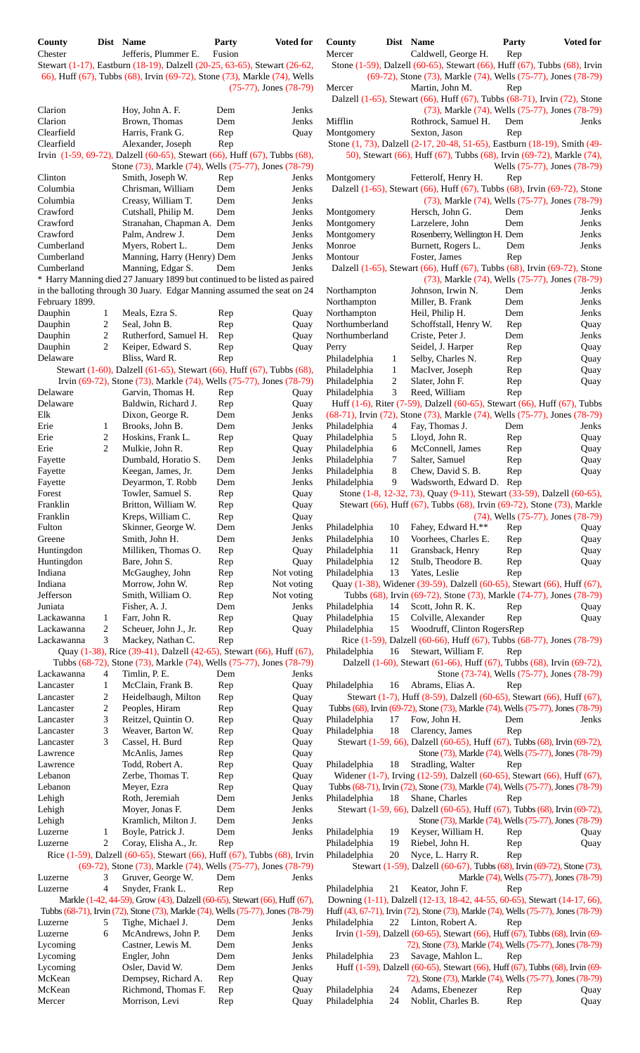| County | Dist | Name | Party | Voted for |
|---|---|---|---|---|
| Chester | | Jefferis, Plummer E. | Fusion | |
| Stewart (1-17), Eastburn (18-19), Dalzell (20-25, 63-65), Stewart (26-62, 66), Huff (67), Tubbs (68), Irvin (69-72), Stone (73), Markle (74), Wells (75-77), Jones (78-79) | | | | |
| Clarion | | Hoy, John A. F. | Dem | Jenks |
| Clarion | | Brown, Thomas | Dem | Jenks |
| Clearfield | | Harris, Frank G. | Rep | Quay |
| Clearfield | | Alexander, Joseph | Rep | |
| Irvin (1-59, 69-72), Dalzell (60-65), Stewart (66), Huff (67), Tubbs (68), Stone (73), Markle (74), Wells (75-77), Jones (78-79) | | | | |
| Clinton | | Smith, Joseph W. | Rep | Jenks |
| Columbia | | Chrisman, William | Dem | Jenks |
| Columbia | | Creasy, William T. | Dem | Jenks |
| Crawford | | Cutshall, Philip M. | Dem | Jenks |
| Crawford | | Stranahan, Chapman A. | Dem | Jenks |
| Crawford | | Palm, Andrew J. | Dem | Jenks |
| Cumberland | | Myers, Robert L. | Dem | Jenks |
| Cumberland | | Manning, Harry (Henry) | Dem | Jenks |
| Cumberland | | Manning, Edgar S. | Dem | Jenks |
| * Harry Manning died 27 January 1899 but continued to be listed as paired in the balloting through 30 Juary. Edgar Manning assumed the seat on 24 February 1899. | | | | |
| Dauphin | 1 | Meals, Ezra S. | Rep | Quay |
| Dauphin | 2 | Seal, John B. | Rep | Quay |
| Dauphin | 2 | Rutherford, Samuel H. | Rep | Quay |
| Dauphin | 2 | Keiper, Edward S. | Rep | Quay |
| Delaware | | Bliss, Ward R. | Rep | |
| Stewart (1-60), Dalzell (61-65), Stewart (66), Huff (67), Tubbs (68), Irvin (69-72), Stone (73), Markle (74), Wells (75-77), Jones (78-79) | | | | |
| Delaware | | Garvin, Thomas H. | Rep | Quay |
| Delaware | | Baldwin, Richard J. | Rep | Quay |
| Elk | | Dixon, George R. | Dem | Jenks |
| Erie | 1 | Brooks, John B. | Dem | Jenks |
| Erie | 2 | Hoskins, Frank L. | Rep | Quay |
| Erie | 2 | Mulkie, John R. | Rep | Quay |
| Fayette | | Dumbald, Horatio S. | Dem | Jenks |
| Fayette | | Keegan, James, Jr. | Dem | Jenks |
| Fayette | | Deyarmon, T. Robb | Dem | Jenks |
| Forest | | Towler, Samuel S. | Rep | Quay |
| Franklin | | Britton, William W. | Rep | Quay |
| Franklin | | Kreps, William C. | Rep | Quay |
| Fulton | | Skinner, George W. | Dem | Jenks |
| Greene | | Smith, John H. | Dem | Jenks |
| Huntingdon | | Milliken, Thomas O. | Rep | Quay |
| Huntingdon | | Bare, John S. | Rep | Quay |
| Indiana | | McGaughey, John | Rep | Not voting |
| Indiana | | Morrow, John W. | Rep | Not voting |
| Jefferson | | Smith, William O. | Rep | Not voting |
| Juniata | | Fisher, A. J. | Dem | Jenks |
| Lackawanna | 1 | Farr, John R. | Rep | Quay |
| Lackawanna | 2 | Scheuer, John J., Jr. | Rep | Quay |
| Lackawanna | 3 | Mackey, Nathan C. | Rep | |
| Quay (1-38), Rice (39-41), Dalzell (42-65), Stewart (66), Huff (67), Tubbs (68-72), Stone (73), Markle (74), Wells (75-77), Jones (78-79) | | | | |
| Lackawanna | 4 | Timlin, P. E. | Dem | Jenks |
| Lancaster | 1 | McClain, Frank B. | Rep | Quay |
| Lancaster | 2 | Heidelbaugh, Milton | Rep | Quay |
| Lancaster | 2 | Peoples, Hiram | Rep | Quay |
| Lancaster | 3 | Reitzel, Quintin O. | Rep | Quay |
| Lancaster | 3 | Weaver, Barton W. | Rep | Quay |
| Lancaster | 3 | Cassel, H. Burd | Rep | Quay |
| Lawrence | | McAnlis, James | Rep | Quay |
| Lawrence | | Todd, Robert A. | Rep | Quay |
| Lebanon | | Zerbe, Thomas T. | Rep | Quay |
| Lebanon | | Meyer, Ezra | Rep | Quay |
| Lehigh | | Roth, Jeremiah | Dem | Jenks |
| Lehigh | | Moyer, Jonas F. | Dem | Jenks |
| Lehigh | | Kramlich, Milton J. | Dem | Jenks |
| Luzerne | 1 | Boyle, Patrick J. | Dem | Jenks |
| Luzerne | 2 | Coray, Elisha A., Jr. | Rep | |
| Rice (1-59), Dalzell (60-65), Stewart (66), Huff (67), Tubbs (68), Irvin (69-72), Stone (73), Markle (74), Wells (75-77), Jones (78-79) | | | | |
| Luzerne | 3 | Gruver, George W. | Dem | Jenks |
| Luzerne | 4 | Snyder, Frank L. | Rep | |
| Markle (1-42, 44-59), Grow (43), Dalzell (60-65), Stewart (66), Huff (67), Tubbs (68-71), Irvin (72), Stone (73), Markle (74), Wells (75-77), Jones (78-79) | | | | |
| Luzerne | 5 | Tighe, Michael J. | Dem | Jenks |
| Luzerne | 6 | McAndrews, John P. | Dem | Jenks |
| Lycoming | | Castner, Lewis M. | Dem | Jenks |
| Lycoming | | Engler, John | Dem | Jenks |
| Lycoming | | Osler, David W. | Dem | Jenks |
| McKean | | Dempsey, Richard A. | Rep | Quay |
| McKean | | Richmond, Thomas F. | Rep | Quay |
| Mercer | | Morrison, Levi | Rep | Quay |
| Mercer | | Caldwell, George H. | Rep | |
| Stone (1-59), Dalzell (60-65), Stewart (66), Huff (67), Tubbs (68), Irvin (69-72), Stone (73), Markle (74), Wells (75-77), Jones (78-79) | | | | |
| Mercer | | Martin, John M. | Rep | |
| Dalzell (1-65), Stewart (66), Huff (67), Tubbs (68-71), Irvin (72), Stone (73), Markle (74), Wells (75-77), Jones (78-79) | | | | |
| Mifflin | | Rothrock, Samuel H. | Dem | Jenks |
| Montgomery | | Sexton, Jason | Rep | |
| Stone (1, 73), Dalzell (2-17, 20-48, 51-65), Eastburn (18-19), Smith (49-50), Stewart (66), Huff (67), Tubbs (68), Irvin (69-72), Markle (74), Wells (75-77), Jones (78-79) | | | | |
| Montgomery | | Fetterolf, Henry H. | Rep | |
| Dalzell (1-65), Stewart (66), Huff (67), Tubbs (68), Irvin (69-72), Stone (73), Markle (74), Wells (75-77), Jones (78-79) | | | | |
| Montgomery | | Hersch, John G. | Dem | Jenks |
| Montgomery | | Larzelere, John | Dem | Jenks |
| Montgomery | | Rosenberry, Wellington H. | Dem | Jenks |
| Monroe | | Burnett, Rogers L. | Dem | Jenks |
| Montour | | Foster, James | Rep | |
| Dalzell (1-65), Stewart (66), Huff (67), Tubbs (68), Irvin (69-72), Stone (73), Markle (74), Wells (75-77), Jones (78-79) | | | | |
| Northampton | | Johnson, Irwin N. | Dem | Jenks |
| Northampton | | Miller, B. Frank | Dem | Jenks |
| Northampton | | Heil, Philip H. | Dem | Jenks |
| Northumberland | | Schoffstall, Henry W. | Rep | Quay |
| Northumberland | | Criste, Peter J. | Dem | Jenks |
| Perry | | Seidel, J. Harper | Rep | Quay |
| Philadelphia | 1 | Selby, Charles N. | Rep | Quay |
| Philadelphia | 1 | MacIver, Joseph | Rep | Quay |
| Philadelphia | 2 | Slater, John F. | Rep | Quay |
| Philadelphia | 3 | Reed, William | Rep | |
| Huff (1-6), Riter (7-59), Dalzell (60-65), Stewart (66), Huff (67), Tubbs (68-71), Irvin (72), Stone (73), Markle (74), Wells (75-77), Jones (78-79) | | | | |
| Philadelphia | 4 | Fay, Thomas J. | Dem | Jenks |
| Philadelphia | 5 | Lloyd, John R. | Rep | Quay |
| Philadelphia | 6 | McConnell, James | Rep | Quay |
| Philadelphia | 7 | Salter, Samuel | Rep | Quay |
| Philadelphia | 8 | Chew, David S. B. | Rep | Quay |
| Philadelphia | 9 | Wadsworth, Edward D. | Rep | |
| Stone (1-8, 12-32, 73), Quay (9-11), Stewart (33-59), Dalzell (60-65), Stewart (66), Huff (67), Tubbs (68), Irvin (69-72), Stone (73), Markle (74), Wells (75-77), Jones (78-79) | | | | |
| Philadelphia | 10 | Fahey, Edward H.** | Rep | Quay |
| Philadelphia | 10 | Voorhees, Charles E. | Rep | Quay |
| Philadelphia | 11 | Gransback, Henry | Rep | Quay |
| Philadelphia | 12 | Stulb, Theodore B. | Rep | Quay |
| Philadelphia | 13 | Yates, Leslie | Rep | |
| Quay (1-38), Widener (39-59), Dalzell (60-65), Stewart (66), Huff (67), Tubbs (68), Irvin (69-72), Stone (73), Markle (74-77), Jones (78-79) | | | | |
| Philadelphia | 14 | Scott, John R. K. | Rep | Quay |
| Philadelphia | 15 | Colville, Alexander | Rep | Quay |
| Philadelphia | 15 | Woodruff, Clinton Rogers | Rep | |
| Rice (1-59), Dalzell (60-66), Huff (67), Tubbs (68-77), Jones (78-79) | | | | |
| Philadelphia | 16 | Stewart, William F. | Rep | |
| Dalzell (1-60), Stewart (61-66), Huff (67), Tubbs (68), Irvin (69-72), Stone (73-74), Wells (75-77), Jones (78-79) | | | | |
| Philadelphia | 16 | Abrams, Elias A. | Rep | |
| Stewart (1-7), Huff (8-59), Dalzell (60-65), Stewart (66), Huff (67), Tubbs (68), Irvin (69-72), Stone (73), Markle (74), Wells (75-77), Jones (78-79) | | | | |
| Philadelphia | 17 | Fow, John H. | Dem | Jenks |
| Philadelphia | 18 | Clarency, James | Rep | |
| Stewart (1-59, 66), Dalzell (60-65), Huff (67), Tubbs (68), Irvin (69-72), Stone (73), Markle (74), Wells (75-77), Jones (78-79) | | | | |
| Philadelphia | 18 | Stradling, Walter | Rep | |
| Widener (1-7), Irving (12-59), Dalzell (60-65), Stewart (66), Huff (67), Tubbs (68-71), Irvin (72), Stone (73), Markle (74), Wells (75-77), Jones (78-79) | | | | |
| Philadelphia | 18 | Shane, Charles | Rep | |
| Stewart (1-59, 66), Dalzell (60-65), Huff (67), Tubbs (68), Irvin (69-72), Stone (73), Markle (74), Wells (75-77), Jones (78-79) | | | | |
| Philadelphia | 19 | Keyser, William H. | Rep | Quay |
| Philadelphia | 19 | Riebel, John H. | Rep | Quay |
| Philadelphia | 20 | Nyce, L. Harry R. | Rep | |
| Stewart (1-59), Dalzell (60-67), Tubbs (68), Irvin (69-72), Stone (73), Markle (74), Wells (75-77), Jones (78-79) | | | | |
| Philadelphia | 21 | Keator, John F. | Rep | |
| Downing (1-11), Dalzell (12-13, 18-42, 44-55, 60-65), Stewart (14-17, 66), Huff (43, 67-71), Irvin (72), Stone (73), Markle (74), Wells (75-77), Jones (78-79) | | | | |
| Philadelphia | 22 | Linton, Robert A. | Rep | |
| Irvin (1-59), Dalzell (60-65), Stewart (66), Huff (67), Tubbs (68), Irvin (69-72), Stone (73), Markle (74), Wells (75-77), Jones (78-79) | | | | |
| Philadelphia | 23 | Savage, Mahlon L. | Rep | |
| Huff (1-59), Dalzell (60-65), Stewart (66), Huff (67), Tubbs (68), Irvin (69-72), Stone (73), Markle (74), Wells (75-77), Jones (78-79) | | | | |
| Philadelphia | 24 | Adams, Ebenezer | Rep | Quay |
| Philadelphia | 24 | Noblit, Charles B. | Rep | Quay |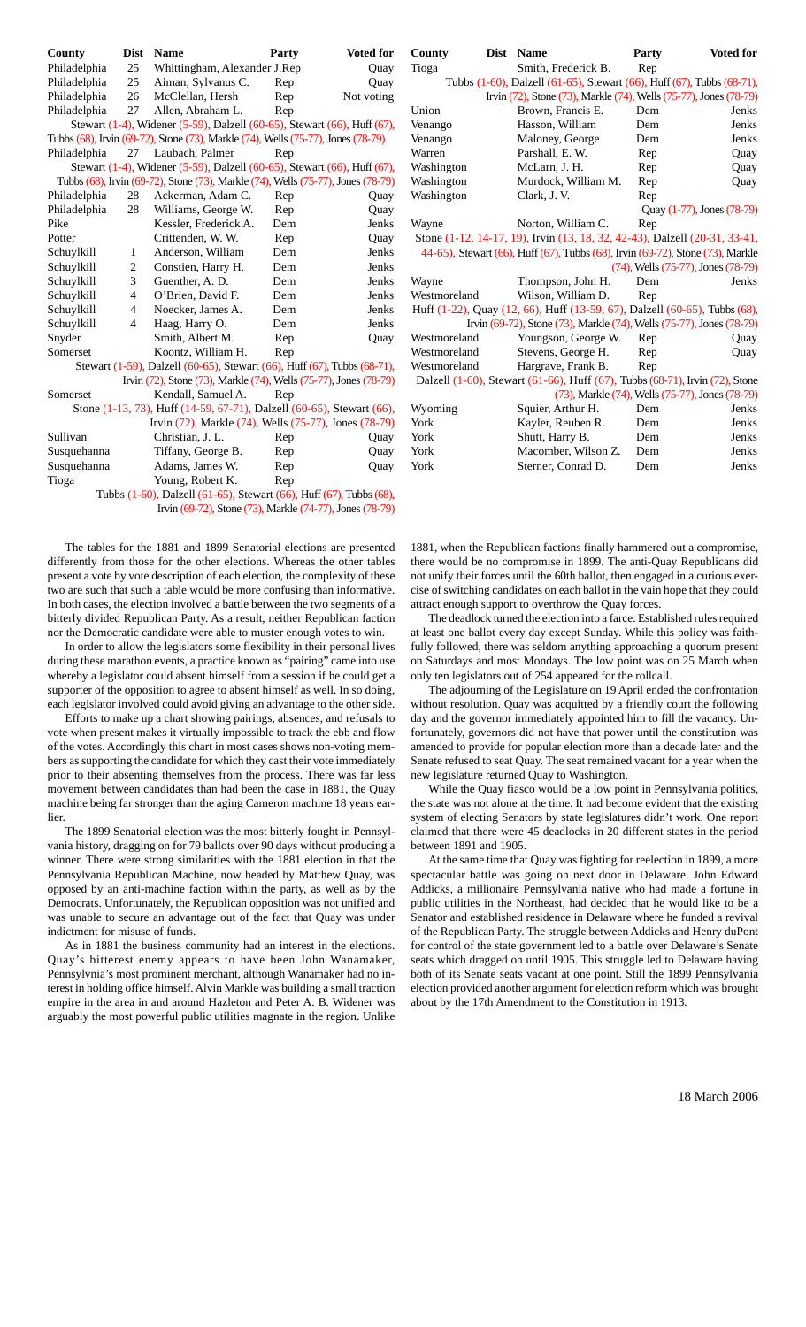| County | Dist | Name | Party | Voted for |
|---|---|---|---|---|
| Philadelphia | 25 | Whittingham, Alexander J. | Rep | Quay |
| Philadelphia | 25 | Aiman, Sylvanus C. | Rep | Quay |
| Philadelphia | 26 | McClellan, Hersh | Rep | Not voting |
| Philadelphia | 27 | Allen, Abraham L. | Rep | Stewart (1-4), Widener (5-59), Dalzell (60-65), Stewart (66), Huff (67), Tubbs (68), Irvin (69-72), Stone (73), Markle (74), Wells (75-77), Jones (78-79) |
| Philadelphia | 27 | Laubach, Palmer | Rep | Stewart (1-4), Widener (5-59), Dalzell (60-65), Stewart (66), Huff (67), Tubbs (68), Irvin (69-72), Stone (73), Markle (74), Wells (75-77), Jones (78-79) |
| Philadelphia | 28 | Ackerman, Adam C. | Rep | Quay |
| Philadelphia | 28 | Williams, George W. | Rep | Quay |
| Pike | | Kessler, Frederick A. | Dem | Jenks |
| Potter | | Crittenden, W. W. | Rep | Quay |
| Schuylkill | 1 | Anderson, William | Dem | Jenks |
| Schuylkill | 2 | Constien, Harry H. | Dem | Jenks |
| Schuylkill | 3 | Guenther, A. D. | Dem | Jenks |
| Schuylkill | 4 | O'Brien, David F. | Dem | Jenks |
| Schuylkill | 4 | Noecker, James A. | Dem | Jenks |
| Schuylkill | 4 | Haag, Harry O. | Dem | Jenks |
| Snyder | | Smith, Albert M. | Rep | Quay |
| Somerset | | Koontz, William H. | Rep | Stewart (1-59), Dalzell (60-65), Stewart (66), Huff (67), Tubbs (68-71), Irvin (72), Stone (73), Markle (74), Wells (75-77), Jones (78-79) |
| Somerset | | Kendall, Samuel A. | Rep | Stone (1-13, 73), Huff (14-59, 67-71), Dalzell (60-65), Stewart (66), Irvin (72), Markle (74), Wells (75-77), Jones (78-79) |
| Sullivan | | Christian, J. L. | Rep | Quay |
| Susquehanna | | Tiffany, George B. | Rep | Quay |
| Susquehanna | | Adams, James W. | Rep | Quay |
| Tioga | | Young, Robert K. | Rep | Tubbs (1-60), Dalzell (61-65), Stewart (66), Huff (67), Tubbs (68), Irvin (69-72), Stone (73), Markle (74-77), Jones (78-79) |
| Tioga | | Smith, Frederick B. | Rep | Tubbs (1-60), Dalzell (61-65), Stewart (66), Huff (67), Tubbs (68-71), Irvin (72), Stone (73), Markle (74), Wells (75-77), Jones (78-79) |
| Union | | Brown, Francis E. | Dem | Jenks |
| Venango | | Hasson, William | Dem | Jenks |
| Venango | | Maloney, George | Dem | Jenks |
| Warren | | Parshall, E. W. | Rep | Quay |
| Washington | | McLarn, J. H. | Rep | Quay |
| Washington | | Murdock, William M. | Rep | Quay |
| Washington | | Clark, J. V. | Rep | Quay (1-77), Jones (78-79) |
| Wayne | | Norton, William C. | Rep | Stone (1-12, 14-17, 19), Irvin (13, 18, 32, 42-43), Dalzell (20-31, 33-41, 44-65), Stewart (66), Huff (67), Tubbs (68), Irvin (69-72), Stone (73), Markle (74), Wells (75-77), Jones (78-79) |
| Wayne | | Thompson, John H. | Dem | Jenks |
| Westmoreland | | Wilson, William D. | Rep | Huff (1-22), Quay (12, 66), Huff (13-59, 67), Dalzell (60-65), Tubbs (68), Irvin (69-72), Stone (73), Markle (74), Wells (75-77), Jones (78-79) |
| Westmoreland | | Youngson, George W. | Rep | Quay |
| Westmoreland | | Stevens, George H. | Rep | Quay |
| Westmoreland | | Hargrave, Frank B. | Rep | Dalzell (1-60), Stewart (61-66), Huff (67), Tubbs (68-71), Irvin (72), Stone (73), Markle (74), Wells (75-77), Jones (78-79) |
| Wyoming | | Squier, Arthur H. | Dem | Jenks |
| York | | Kayler, Reuben R. | Dem | Jenks |
| York | | Shutt, Harry B. | Dem | Jenks |
| York | | Macomber, Wilson Z. | Dem | Jenks |
| York | | Sterner, Conrad D. | Dem | Jenks |

The tables for the 1881 and 1899 Senatorial elections are presented differently from those for the other elections. Whereas the other tables present a vote by vote description of each election, the complexity of these two are such that such a table would be more confusing than informative. In both cases, the election involved a battle between the two segments of a bitterly divided Republican Party. As a result, neither Republican faction nor the Democratic candidate were able to muster enough votes to win.

In order to allow the legislators some flexibility in their personal lives during these marathon events, a practice known as "pairing" came into use whereby a legislator could absent himself from a session if he could get a supporter of the opposition to agree to absent himself as well. In so doing, each legislator involved could avoid giving an advantage to the other side.

Efforts to make up a chart showing pairings, absences, and refusals to vote when present makes it virtually impossible to track the ebb and flow of the votes. Accordingly this chart in most cases shows non-voting members as supporting the candidate for which they cast their vote immediately prior to their absenting themselves from the process. There was far less movement between candidates than had been the case in 1881, the Quay machine being far stronger than the aging Cameron machine 18 years earlier.

The 1899 Senatorial election was the most bitterly fought in Pennsylvania history, dragging on for 79 ballots over 90 days without producing a winner. There were strong similarities with the 1881 election in that the Pennsylvania Republican Machine, now headed by Matthew Quay, was opposed by an anti-machine faction within the party, as well as by the Democrats. Unfortunately, the Republican opposition was not unified and was unable to secure an advantage out of the fact that Quay was under indictment for misuse of funds.

As in 1881 the business community had an interest in the elections. Quay's bitterest enemy appears to have been John Wanamaker, Pennsylvnia's most prominent merchant, although Wanamaker had no interest in holding office himself. Alvin Markle was building a small traction empire in the area in and around Hazleton and Peter A. B. Widener was arguably the most powerful public utilities magnate in the region. Unlike 1881, when the Republican factions finally hammered out a compromise, there would be no compromise in 1899. The anti-Quay Republicans did not unify their forces until the 60th ballot, then engaged in a curious exercise of switching candidates on each ballot in the vain hope that they could attract enough support to overthrow the Quay forces.

The deadlock turned the election into a farce. Established rules required at least one ballot every day except Sunday. While this policy was faithfully followed, there were seldom anything approaching a quorum present on Saturdays and most Mondays. The low point was on 25 March when only ten legislators out of 254 appeared for the rollcall.

The adjourning of the Legislature on 19 April ended the confrontation without resolution. Quay was acquitted by a friendly court the following day and the governor immediately appointed him to fill the vacancy. Unfortunately, governors did not have that power until the constitution was amended to provide for popular election more than a decade later and the Senate refused to seat Quay. The seat remained vacant for a year when the new legislature returned Quay to Washington.

While the Quay fiasco would be a low point in Pennsylvania politics, the state was not alone at the time. It had become evident that the existing system of electing Senators by state legislatures didn't work. One report claimed that there were 45 deadlocks in 20 different states in the period between 1891 and 1905.

At the same time that Quay was fighting for reelection in 1899, a more spectacular battle was going on next door in Delaware. John Edward Addicks, a millionaire Pennsylvania native who had made a fortune in public utilities in the Northeast, had decided that he would like to be a Senator and established residence in Delaware where he funded a revival of the Republican Party. The struggle between Addicks and Henry duPont for control of the state government led to a battle over Delaware's Senate seats which dragged on until 1905. This struggle led to Delaware having both of its Senate seats vacant at one point. Still the 1899 Pennsylvania election provided another argument for election reform which was brought about by the 17th Amendment to the Constitution in 1913.

18 March 2006